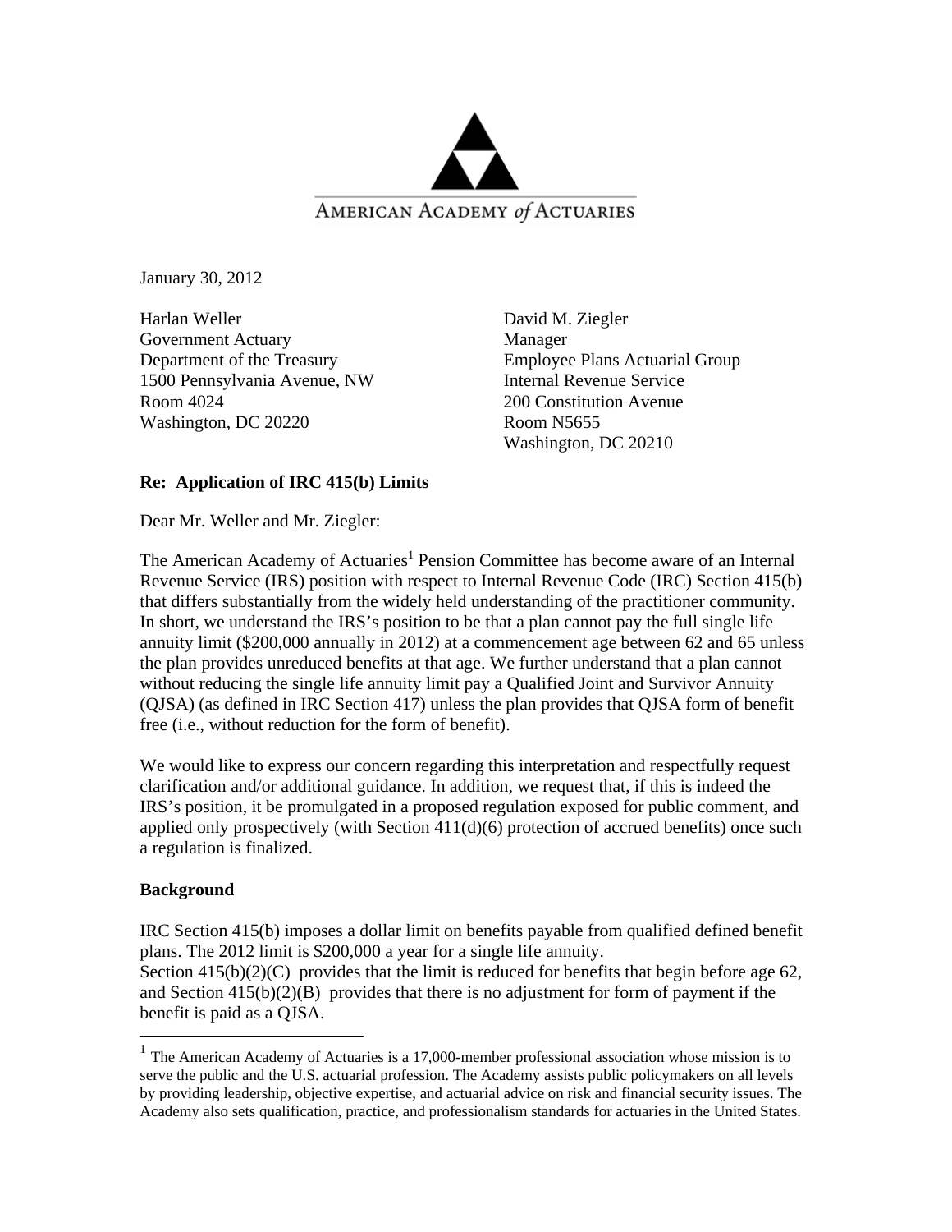AMERICAN ACADEMY *of* ACTUARIES

January 30, 2012

Harlan Weller
Government Actuary
Department of the Treasury
1500 Pennsylvania Avenue, NW
Room 4024
Washington, DC 20220

David M. Ziegler
Manager
Employee Plans Actuarial Group
Internal Revenue Service
200 Constitution Avenue
Room N5655
Washington, DC 20210

**Re: Application of IRC 415(b) Limits**

Dear Mr. Weller and Mr. Ziegler:

The American Academy of Actuaries[1] Pension Committee has become aware of an Internal Revenue Service (IRS) position with respect to Internal Revenue Code (IRC) Section 415(b) that differs substantially from the widely held understanding of the practitioner community. In short, we understand the IRS's position to be that a plan cannot pay the full single life annuity limit ($200,000 annually in 2012) at a commencement age between 62 and 65 unless the plan provides unreduced benefits at that age. We further understand that a plan cannot without reducing the single life annuity limit pay a Qualified Joint and Survivor Annuity (QJSA) (as defined in IRC Section 417) unless the plan provides that QJSA form of benefit free (i.e., without reduction for the form of benefit).

We would like to express our concern regarding this interpretation and respectfully request clarification and/or additional guidance. In addition, we request that, if this is indeed the IRS's position, it be promulgated in a proposed regulation exposed for public comment, and applied only prospectively (with Section 411(d)(6) protection of accrued benefits) once such a regulation is finalized.

**Background**

IRC Section 415(b) imposes a dollar limit on benefits payable from qualified defined benefit plans. The 2012 limit is $200,000 a year for a single life annuity.
Section 415(b)(2)(C) provides that the limit is reduced for benefits that begin before age 62, and Section 415(b)(2)(B) provides that there is no adjustment for form of payment if the benefit is paid as a QJSA.

[1] The American Academy of Actuaries is a 17,000-member professional association whose mission is to serve the public and the U.S. actuarial profession. The Academy assists public policymakers on all levels by providing leadership, objective expertise, and actuarial advice on risk and financial security issues. The Academy also sets qualification, practice, and professionalism standards for actuaries in the United States.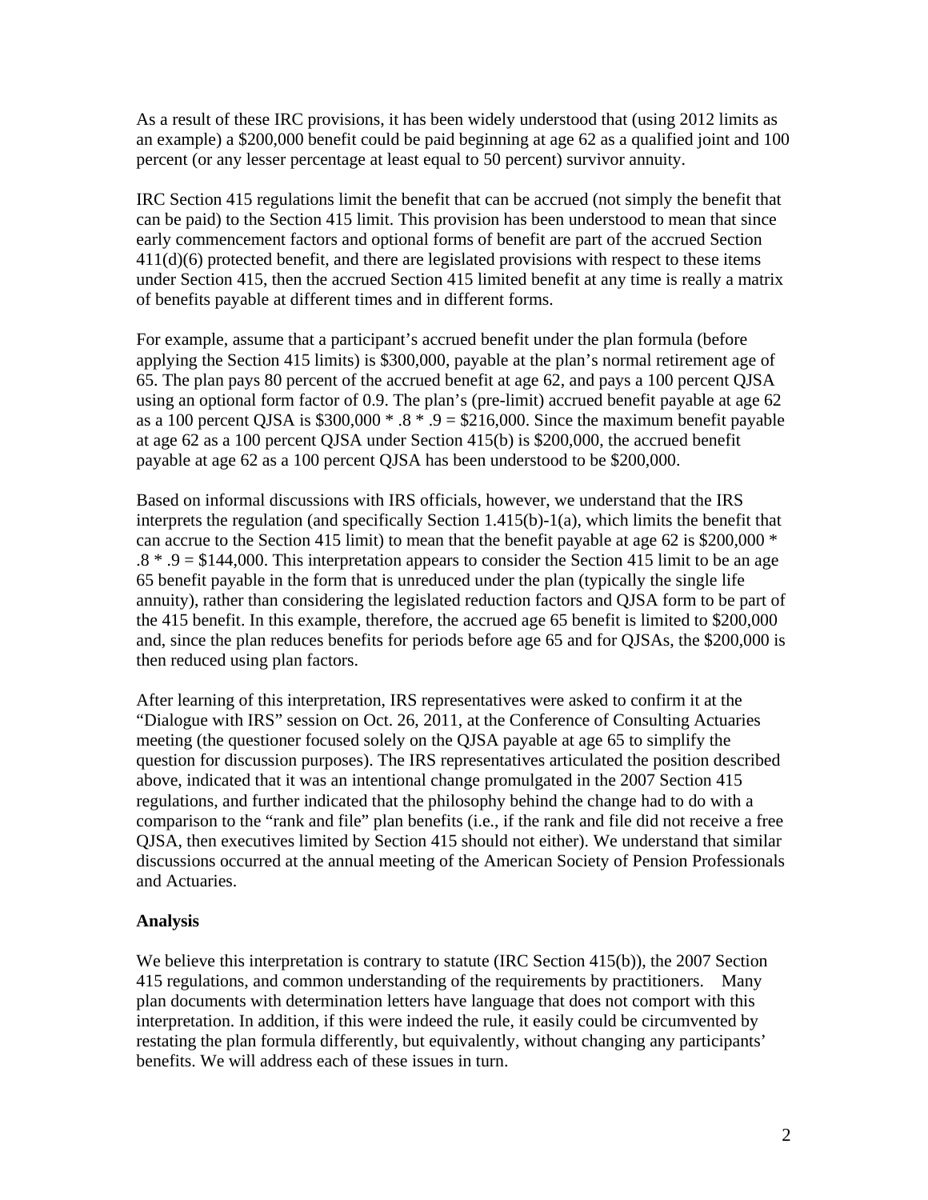As a result of these IRC provisions, it has been widely understood that (using 2012 limits as an example) a $200,000 benefit could be paid beginning at age 62 as a qualified joint and 100 percent (or any lesser percentage at least equal to 50 percent) survivor annuity.

IRC Section 415 regulations limit the benefit that can be accrued (not simply the benefit that can be paid) to the Section 415 limit. This provision has been understood to mean that since early commencement factors and optional forms of benefit are part of the accrued Section 411(d)(6) protected benefit, and there are legislated provisions with respect to these items under Section 415, then the accrued Section 415 limited benefit at any time is really a matrix of benefits payable at different times and in different forms.

For example, assume that a participant's accrued benefit under the plan formula (before applying the Section 415 limits) is $300,000, payable at the plan's normal retirement age of 65. The plan pays 80 percent of the accrued benefit at age 62, and pays a 100 percent QJSA using an optional form factor of 0.9. The plan's (pre-limit) accrued benefit payable at age 62 as a 100 percent QJSA is $300,000 * .8 * .9 = $216,000. Since the maximum benefit payable at age 62 as a 100 percent QJSA under Section 415(b) is $200,000, the accrued benefit payable at age 62 as a 100 percent QJSA has been understood to be $200,000.

Based on informal discussions with IRS officials, however, we understand that the IRS interprets the regulation (and specifically Section 1.415(b)-1(a), which limits the benefit that can accrue to the Section 415 limit) to mean that the benefit payable at age 62 is $200,000 * .8 * .9 = $144,000. This interpretation appears to consider the Section 415 limit to be an age 65 benefit payable in the form that is unreduced under the plan (typically the single life annuity), rather than considering the legislated reduction factors and QJSA form to be part of the 415 benefit. In this example, therefore, the accrued age 65 benefit is limited to $200,000 and, since the plan reduces benefits for periods before age 65 and for QJSAs, the $200,000 is then reduced using plan factors.

After learning of this interpretation, IRS representatives were asked to confirm it at the "Dialogue with IRS" session on Oct. 26, 2011, at the Conference of Consulting Actuaries meeting (the questioner focused solely on the QJSA payable at age 65 to simplify the question for discussion purposes). The IRS representatives articulated the position described above, indicated that it was an intentional change promulgated in the 2007 Section 415 regulations, and further indicated that the philosophy behind the change had to do with a comparison to the "rank and file" plan benefits (i.e., if the rank and file did not receive a free QJSA, then executives limited by Section 415 should not either). We understand that similar discussions occurred at the annual meeting of the American Society of Pension Professionals and Actuaries.

**Analysis**

We believe this interpretation is contrary to statute (IRC Section 415(b)), the 2007 Section 415 regulations, and common understanding of the requirements by practitioners. Many plan documents with determination letters have language that does not comport with this interpretation. In addition, if this were indeed the rule, it easily could be circumvented by restating the plan formula differently, but equivalently, without changing any participants' benefits. We will address each of these issues in turn.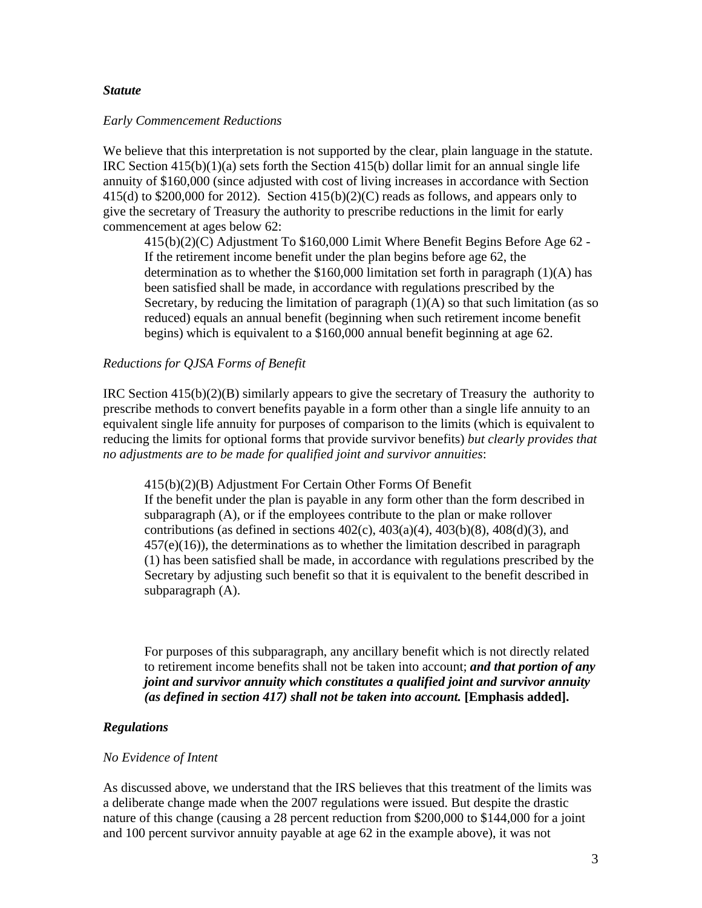***Statute***

*Early Commencement Reductions*

We believe that this interpretation is not supported by the clear, plain language in the statute. IRC Section 415(b)(1)(a) sets forth the Section 415(b) dollar limit for an annual single life annuity of $160,000 (since adjusted with cost of living increases in accordance with Section 415(d) to $200,000 for 2012). Section 415(b)(2)(C) reads as follows, and appears only to give the secretary of Treasury the authority to prescribe reductions in the limit for early commencement at ages below 62:

> 415(b)(2)(C) Adjustment To $160,000 Limit Where Benefit Begins Before Age 62 - If the retirement income benefit under the plan begins before age 62, the determination as to whether the $160,000 limitation set forth in paragraph (1)(A) has been satisfied shall be made, in accordance with regulations prescribed by the Secretary, by reducing the limitation of paragraph (1)(A) so that such limitation (as so reduced) equals an annual benefit (beginning when such retirement income benefit begins) which is equivalent to a $160,000 annual benefit beginning at age 62.

*Reductions for QJSA Forms of Benefit*

IRC Section 415(b)(2)(B) similarly appears to give the secretary of Treasury the authority to prescribe methods to convert benefits payable in a form other than a single life annuity to an equivalent single life annuity for purposes of comparison to the limits (which is equivalent to reducing the limits for optional forms that provide survivor benefits) *but clearly provides that no adjustments are to be made for qualified joint and survivor annuities*:

> 415(b)(2)(B) Adjustment For Certain Other Forms Of Benefit
> If the benefit under the plan is payable in any form other than the form described in subparagraph (A), or if the employees contribute to the plan or make rollover contributions (as defined in sections 402(c), 403(a)(4), 403(b)(8), 408(d)(3), and 457(e)(16)), the determinations as to whether the limitation described in paragraph (1) has been satisfied shall be made, in accordance with regulations prescribed by the Secretary by adjusting such benefit so that it is equivalent to the benefit described in subparagraph (A).
>
> For purposes of this subparagraph, any ancillary benefit which is not directly related to retirement income benefits shall not be taken into account; ***and that portion of any joint and survivor annuity which constitutes a qualified joint and survivor annuity (as defined in section 417) shall not be taken into account.*** **[Emphasis added].**

***Regulations***

*No Evidence of Intent*

As discussed above, we understand that the IRS believes that this treatment of the limits was a deliberate change made when the 2007 regulations were issued. But despite the drastic nature of this change (causing a 28 percent reduction from $200,000 to $144,000 for a joint and 100 percent survivor annuity payable at age 62 in the example above), it was not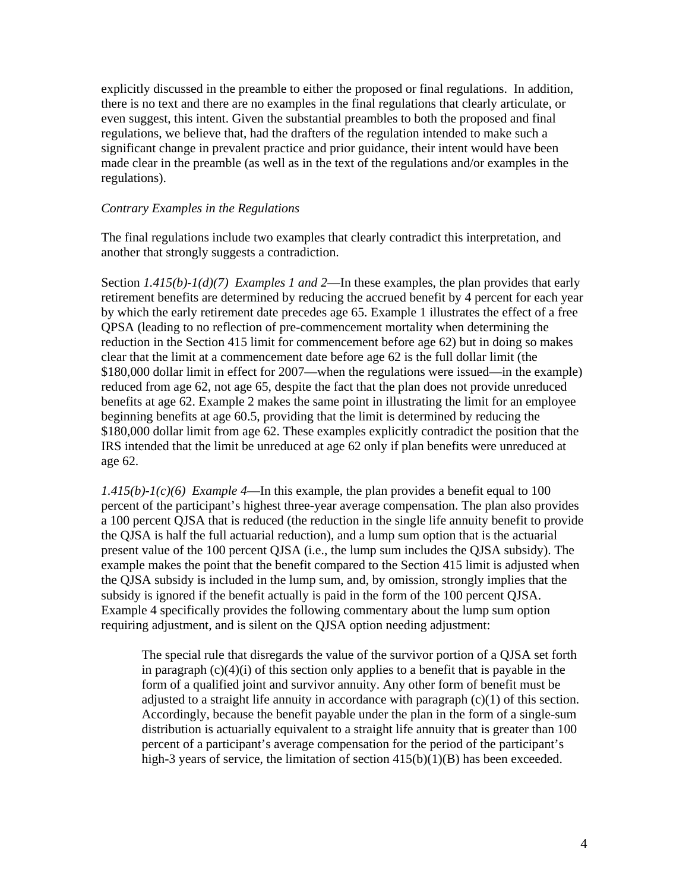explicitly discussed in the preamble to either the proposed or final regulations. In addition, there is no text and there are no examples in the final regulations that clearly articulate, or even suggest, this intent. Given the substantial preambles to both the proposed and final regulations, we believe that, had the drafters of the regulation intended to make such a significant change in prevalent practice and prior guidance, their intent would have been made clear in the preamble (as well as in the text of the regulations and/or examples in the regulations).

*Contrary Examples in the Regulations*

The final regulations include two examples that clearly contradict this interpretation, and another that strongly suggests a contradiction.

Section *1.415(b)-1(d)(7) Examples 1 and 2*—In these examples, the plan provides that early retirement benefits are determined by reducing the accrued benefit by 4 percent for each year by which the early retirement date precedes age 65. Example 1 illustrates the effect of a free QPSA (leading to no reflection of pre-commencement mortality when determining the reduction in the Section 415 limit for commencement before age 62) but in doing so makes clear that the limit at a commencement date before age 62 is the full dollar limit (the $180,000 dollar limit in effect for 2007—when the regulations were issued—in the example) reduced from age 62, not age 65, despite the fact that the plan does not provide unreduced benefits at age 62. Example 2 makes the same point in illustrating the limit for an employee beginning benefits at age 60.5, providing that the limit is determined by reducing the $180,000 dollar limit from age 62. These examples explicitly contradict the position that the IRS intended that the limit be unreduced at age 62 only if plan benefits were unreduced at age 62.

*1.415(b)-1(c)(6) Example 4*—In this example, the plan provides a benefit equal to 100 percent of the participant's highest three-year average compensation. The plan also provides a 100 percent QJSA that is reduced (the reduction in the single life annuity benefit to provide the QJSA is half the full actuarial reduction), and a lump sum option that is the actuarial present value of the 100 percent QJSA (i.e., the lump sum includes the QJSA subsidy). The example makes the point that the benefit compared to the Section 415 limit is adjusted when the QJSA subsidy is included in the lump sum, and, by omission, strongly implies that the subsidy is ignored if the benefit actually is paid in the form of the 100 percent QJSA. Example 4 specifically provides the following commentary about the lump sum option requiring adjustment, and is silent on the QJSA option needing adjustment:

> The special rule that disregards the value of the survivor portion of a QJSA set forth in paragraph (c)(4)(i) of this section only applies to a benefit that is payable in the form of a qualified joint and survivor annuity. Any other form of benefit must be adjusted to a straight life annuity in accordance with paragraph (c)(1) of this section. Accordingly, because the benefit payable under the plan in the form of a single-sum distribution is actuarially equivalent to a straight life annuity that is greater than 100 percent of a participant's average compensation for the period of the participant's high-3 years of service, the limitation of section 415(b)(1)(B) has been exceeded.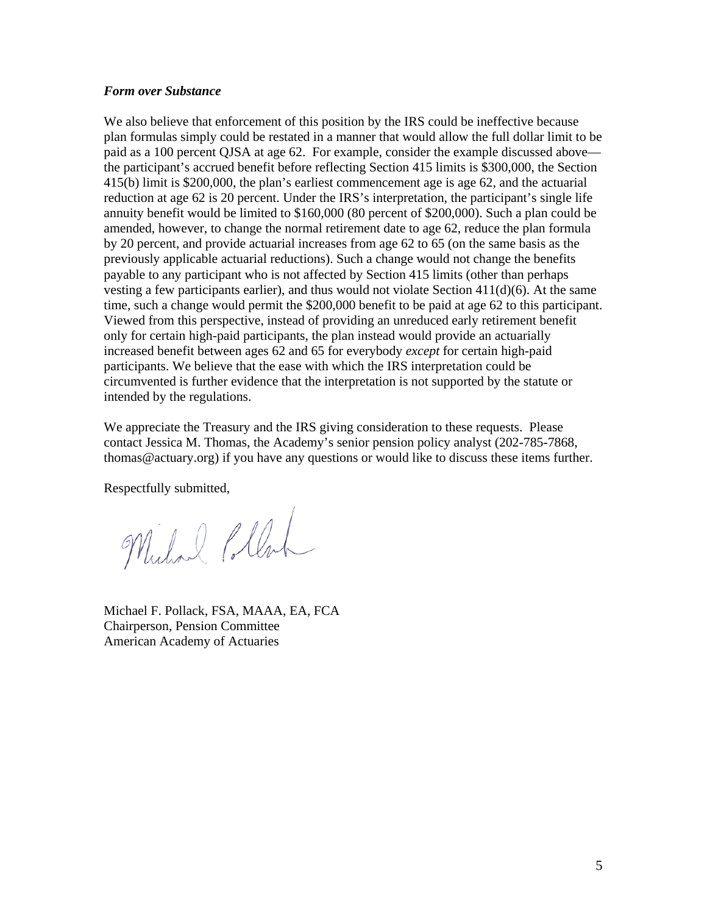***Form over Substance***

We also believe that enforcement of this position by the IRS could be ineffective because plan formulas simply could be restated in a manner that would allow the full dollar limit to be paid as a 100 percent QJSA at age 62. For example, consider the example discussed above—the participant's accrued benefit before reflecting Section 415 limits is $300,000, the Section 415(b) limit is $200,000, the plan's earliest commencement age is age 62, and the actuarial reduction at age 62 is 20 percent. Under the IRS's interpretation, the participant's single life annuity benefit would be limited to $160,000 (80 percent of $200,000). Such a plan could be amended, however, to change the normal retirement date to age 62, reduce the plan formula by 20 percent, and provide actuarial increases from age 62 to 65 (on the same basis as the previously applicable actuarial reductions). Such a change would not change the benefits payable to any participant who is not affected by Section 415 limits (other than perhaps vesting a few participants earlier), and thus would not violate Section 411(d)(6). At the same time, such a change would permit the $200,000 benefit to be paid at age 62 to this participant. Viewed from this perspective, instead of providing an unreduced early retirement benefit only for certain high-paid participants, the plan instead would provide an actuarially increased benefit between ages 62 and 65 for everybody *except* for certain high-paid participants. We believe that the ease with which the IRS interpretation could be circumvented is further evidence that the interpretation is not supported by the statute or intended by the regulations.

We appreciate the Treasury and the IRS giving consideration to these requests. Please contact Jessica M. Thomas, the Academy's senior pension policy analyst (202-785-7868, thomas@actuary.org) if you have any questions or would like to discuss these items further.

Respectfully submitted,

Michael F. Pollack, FSA, MAAA, EA, FCA
Chairperson, Pension Committee
American Academy of Actuaries